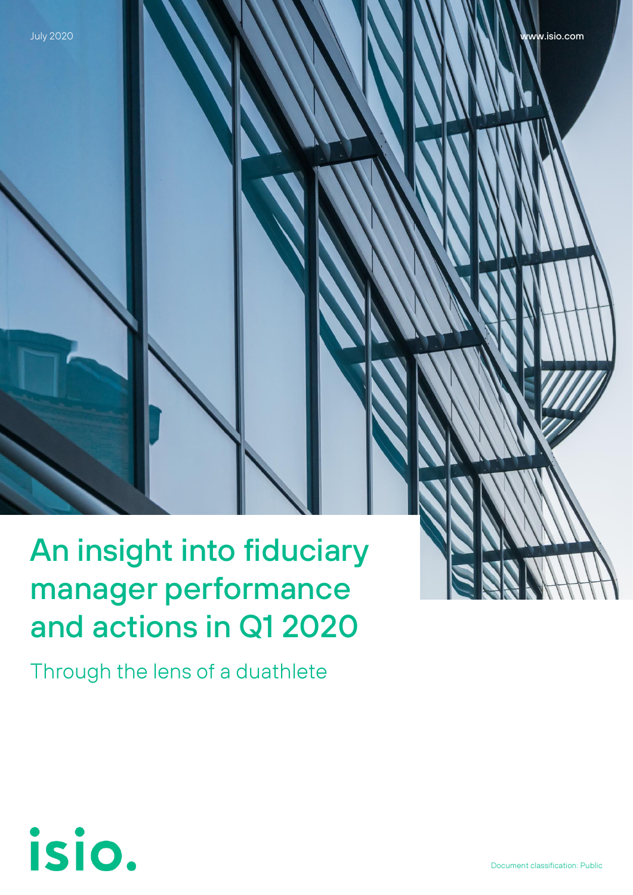July 2020

www.isio.com

# An insight into fiduciary manager performance and actions in Q1 2020

## Through the lens of a duathlete

isio.

Document classification: Public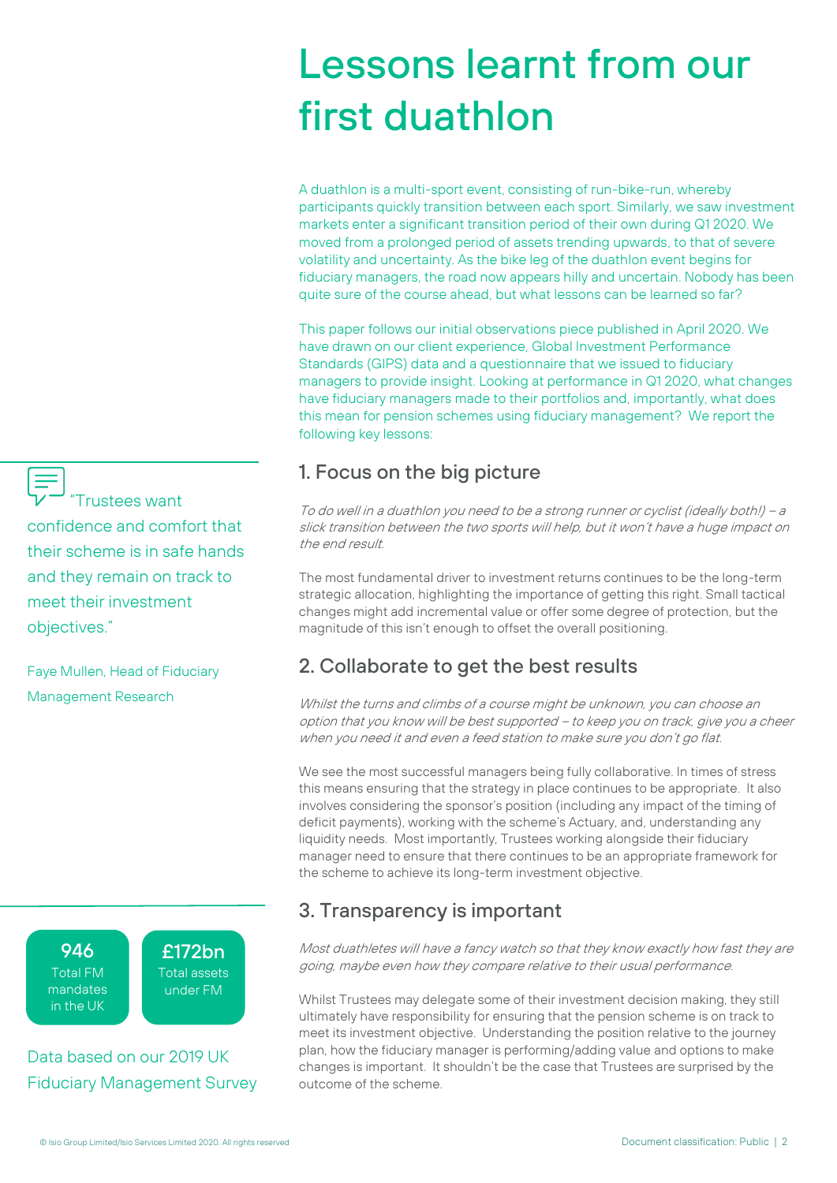# Lessons learnt from our first duathlon

A duathlon is a multi-sport event, consisting of run-bike-run, whereby participants quickly transition between each sport. Similarly, we saw investment markets enter a significant transition period of their own during Q1 2020. We moved from a prolonged period of assets trending upwards, to that of severe volatility and uncertainty. As the bike leg of the duathlon event begins for fiduciary managers, the road now appears hilly and uncertain. Nobody has been quite sure of the course ahead, but what lessons can be learned so far?

This paper follows our initial observations piece published in April 2020. We have drawn on our client experience, Global Investment Performance Standards (GIPS) data and a questionnaire that we issued to fiduciary managers to provide insight. Looking at performance in Q1 2020, what changes have fiduciary managers made to their portfolios and, importantly, what does this mean for pension schemes using fiduciary management? We report the following key lessons:

"Trustees want confidence and comfort that their scheme is in safe hands and they remain on track to meet their investment objectives."

Faye Mullen, Head of Fiduciary Management Research

## 1. Focus on the big picture

*To do well in a duathlon you need to be a strong runner or cyclist (ideally both!) – a slick transition between the two sports will help, but it won't have a huge impact on the end result.*

The most fundamental driver to investment returns continues to be the long-term strategic allocation, highlighting the importance of getting this right. Small tactical changes might add incremental value or offer some degree of protection, but the magnitude of this isn't enough to offset the overall positioning.

## 2. Collaborate to get the best results

*Whilst the turns and climbs of a course might be unknown, you can choose an option that you know will be best supported – to keep you on track, give you a cheer when you need it and even a feed station to make sure you don't go flat.*

We see the most successful managers being fully collaborative. In times of stress this means ensuring that the strategy in place continues to be appropriate. It also involves considering the sponsor's position (including any impact of the timing of deficit payments), working with the scheme's Actuary, and, understanding any liquidity needs. Most importantly, Trustees working alongside their fiduciary manager need to ensure that there continues to be an appropriate framework for the scheme to achieve its long-term investment objective.

**946**
Total FM mandates in the UK

**£172bn**
Total assets under FM

Data based on our 2019 UK Fiduciary Management Survey

## 3. Transparency is important

*Most duathletes will have a fancy watch so that they know exactly how fast they are going, maybe even how they compare relative to their usual performance.*

Whilst Trustees may delegate some of their investment decision making, they still ultimately have responsibility for ensuring that the pension scheme is on track to meet its investment objective. Understanding the position relative to the journey plan, how the fiduciary manager is performing/adding value and options to make changes is important. It shouldn't be the case that Trustees are surprised by the outcome of the scheme.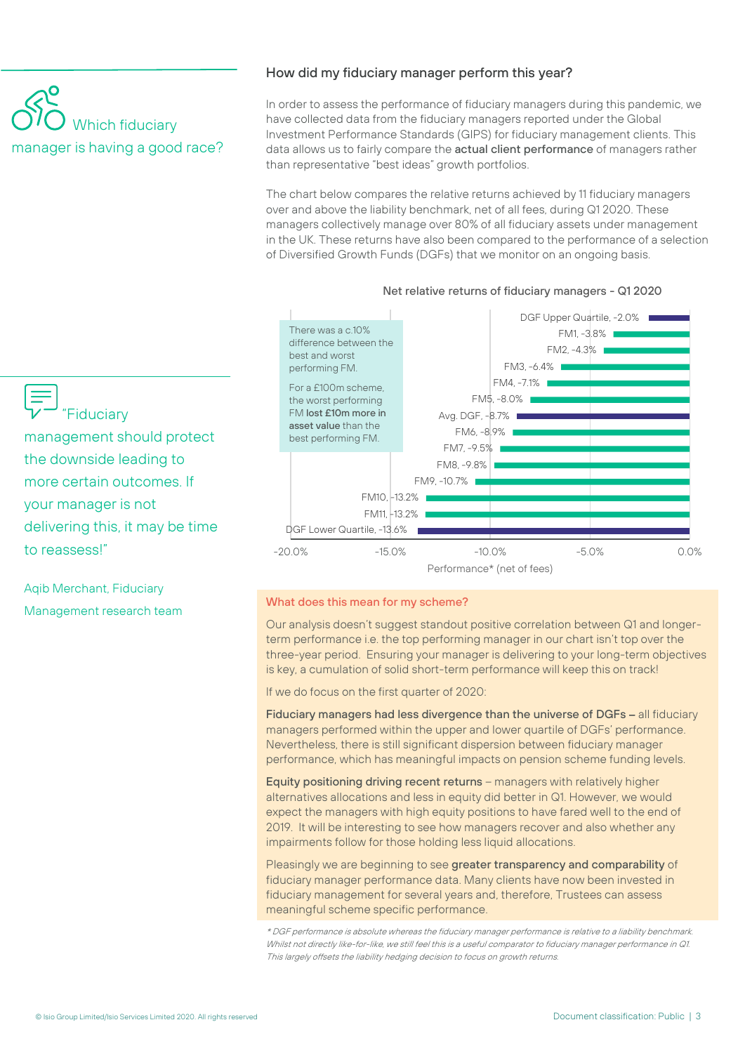## Which fiduciary manager is having a good race?

### How did my fiduciary manager perform this year?

In order to assess the performance of fiduciary managers during this pandemic, we have collected data from the fiduciary managers reported under the Global Investment Performance Standards (GIPS) for fiduciary management clients. This data allows us to fairly compare the **actual client performance** of managers rather than representative "best ideas" growth portfolios.

The chart below compares the relative returns achieved by 11 fiduciary managers over and above the liability benchmark, net of all fees, during Q1 2020. These managers collectively manage over 80% of all fiduciary assets under management in the UK. These returns have also been compared to the performance of a selection of Diversified Growth Funds (DGFs) that we monitor on an ongoing basis.

**Net relative returns of fiduciary managers - Q1 2020**

| Manager | Performance* (net of fees) |
|---|---|
| DGF Upper Quartile | -2.0% |
| FM1 | -3.8% |
| FM2 | -4.3% |
| FM3 | -6.4% |
| FM4 | -7.1% |
| FM5 | -8.0% |
| Avg. DGF | -8.7% |
| FM6 | -8.9% |
| FM7 | -9.5% |
| FM8 | -9.8% |
| FM9 | -10.7% |
| FM10 | -13.2% |
| FM11 | -13.2% |
| DGF Lower Quartile | -13.6% |

There was a c.10% difference between the best and worst performing FM.

For a £100m scheme, the worst performing FM **lost £10m more in asset value** than the best performing FM.

"Fiduciary management should protect the downside leading to more certain outcomes. If your manager is not delivering this, it may be time to reassess!"

Aqib Merchant, Fiduciary Management research team

### What does this mean for my scheme?

Our analysis doesn't suggest standout positive correlation between Q1 and longer-term performance i.e. the top performing manager in our chart isn't top over the three-year period. Ensuring your manager is delivering to your long-term objectives is key, a cumulation of solid short-term performance will keep this on track!

If we do focus on the first quarter of 2020:

**Fiduciary managers had less divergence than the universe of DGFs –** all fiduciary managers performed within the upper and lower quartile of DGFs' performance. Nevertheless, there is still significant dispersion between fiduciary manager performance, which has meaningful impacts on pension scheme funding levels.

**Equity positioning driving recent returns** – managers with relatively higher alternatives allocations and less in equity did better in Q1. However, we would expect the managers with high equity positions to have fared well to the end of 2019. It will be interesting to see how managers recover and also whether any impairments follow for those holding less liquid allocations.

Pleasingly we are beginning to see **greater transparency and comparability** of fiduciary manager performance data. Many clients have now been invested in fiduciary management for several years and, therefore, Trustees can assess meaningful scheme specific performance.

*\* DGF performance is absolute whereas the fiduciary manager performance is relative to a liability benchmark. Whilst not directly like-for-like, we still feel this is a useful comparator to fiduciary manager performance in Q1. This largely offsets the liability hedging decision to focus on growth returns.*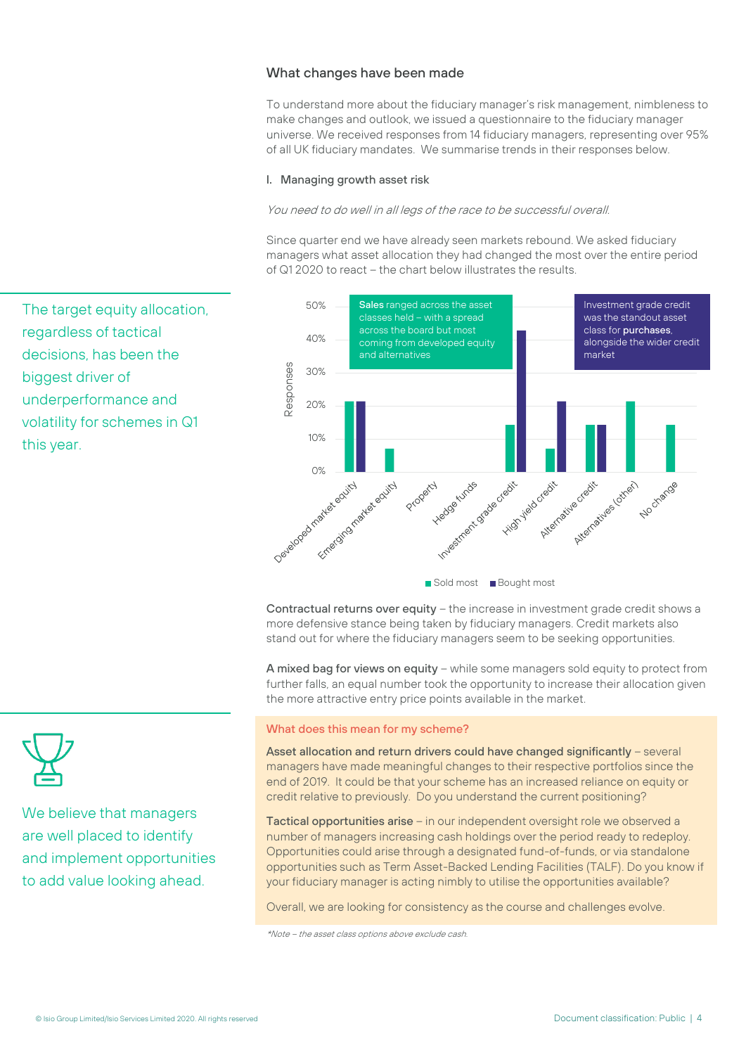## What changes have been made

To understand more about the fiduciary manager's risk management, nimbleness to make changes and outlook, we issued a questionnaire to the fiduciary manager universe. We received responses from 14 fiduciary managers, representing over 95% of all UK fiduciary mandates. We summarise trends in their responses below.

### I. Managing growth asset risk

*You need to do well in all legs of the race to be successful overall.*

Since quarter end we have already seen markets rebound. We asked fiduciary managers what asset allocation they had changed the most over the entire period of Q1 2020 to react – the chart below illustrates the results.

The target equity allocation, regardless of tactical decisions, has been the biggest driver of underperformance and volatility for schemes in Q1 this year.

**Sales** ranged across the asset classes held – with a spread across the board but most coming from developed equity and alternatives

Investment grade credit was the standout asset class for **purchases**, alongside the wider credit market

| | Sold most | Bought most |
|---|---|---|
| Developed market equity | 21% | 21% |
| Emerging market equity | 7% | |
| Property | | |
| Hedge funds | | |
| Investment grade credit | 14% | 43% |
| High yield credit | 7% | 21% |
| Alternative credit | 14% | 14% |
| Alternatives (other) | 21% | |
| No change | 14% | |

**Contractual returns over equity** – the increase in investment grade credit shows a more defensive stance being taken by fiduciary managers. Credit markets also stand out for where the fiduciary managers seem to be seeking opportunities.

**A mixed bag for views on equity** – while some managers sold equity to protect from further falls, an equal number took the opportunity to increase their allocation given the more attractive entry price points available in the market.

We believe that managers are well placed to identify and implement opportunities to add value looking ahead.

#### What does this mean for my scheme?

**Asset allocation and return drivers could have changed significantly** – several managers have made meaningful changes to their respective portfolios since the end of 2019. It could be that your scheme has an increased reliance on equity or credit relative to previously. Do you understand the current positioning?

**Tactical opportunities arise** – in our independent oversight role we observed a number of managers increasing cash holdings over the period ready to redeploy. Opportunities could arise through a designated fund-of-funds, or via standalone opportunities such as Term Asset-Backed Lending Facilities (TALF). Do you know if your fiduciary manager is acting nimbly to utilise the opportunities available?

Overall, we are looking for consistency as the course and challenges evolve.

*\*Note – the asset class options above exclude cash.*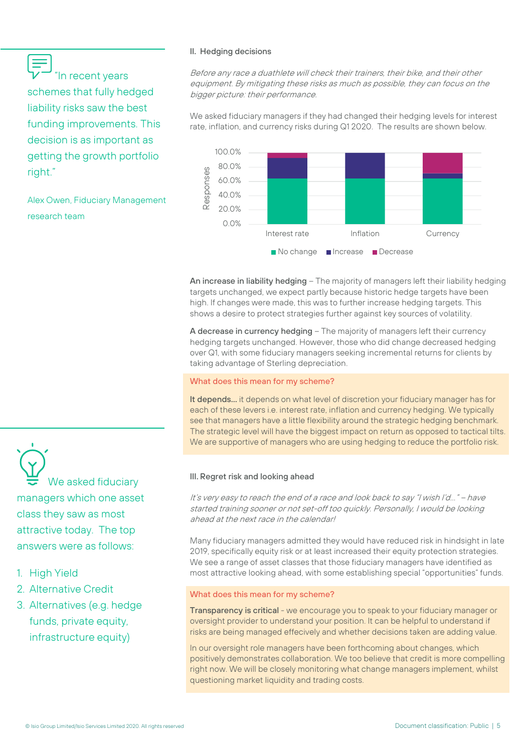> "In recent years schemes that fully hedged liability risks saw the best funding improvements. This decision is as important as getting the growth portfolio right."
>
> Alex Owen, Fiduciary Management research team

### II. Hedging decisions

*Before any race a duathlete will check their trainers, their bike, and their other equipment. By mitigating these risks as much as possible, they can focus on the bigger picture: their performance.*

We asked fiduciary managers if they had changed their hedging levels for interest rate, inflation, and currency risks during Q1 2020. The results are shown below.

Responses (0.0%–100.0%) by Interest rate, Inflation, Currency — No change, Increase, Decrease

**An increase in liability hedging** – The majority of managers left their liability hedging targets unchanged, we expect partly because historic hedge targets have been high. If changes were made, this was to further increase hedging targets. This shows a desire to protect strategies further against key sources of volatility.

**A decrease in currency hedging** – The majority of managers left their currency hedging targets unchanged. However, those who did change decreased hedging over Q1, with some fiduciary managers seeking incremental returns for clients by taking advantage of Sterling depreciation.

**What does this mean for my scheme?**

**It depends...** it depends on what level of discretion your fiduciary manager has for each of these levers i.e. interest rate, inflation and currency hedging. We typically see that managers have a little flexibility around the strategic hedging benchmark. The strategic level will have the biggest impact on return as opposed to tactical tilts. We are supportive of managers who are using hedging to reduce the portfolio risk.

> We asked fiduciary managers which one asset class they saw as most attractive today. The top answers were as follows:
>
> 1. High Yield
> 2. Alternative Credit
> 3. Alternatives (e.g. hedge funds, private equity, infrastructure equity)

### III. Regret risk and looking ahead

*It's very easy to reach the end of a race and look back to say "I wish I'd..." – have started training sooner or not set-off too quickly. Personally, I would be looking ahead at the next race in the calendar!*

Many fiduciary managers admitted they would have reduced risk in hindsight in late 2019, specifically equity risk or at least increased their equity protection strategies. We see a range of asset classes that those fiduciary managers have identified as most attractive looking ahead, with some establishing special "opportunities" funds.

**What does this mean for my scheme?**

**Transparency is critical** - we encourage you to speak to your fiduciary manager or oversight provider to understand your position. It can be helpful to understand if risks are being managed effecively and whether decisions taken are adding value.

In our oversight role managers have been forthcoming about changes, which positively demonstrates collaboration. We too believe that credit is more compelling right now. We will be closely monitoring what change managers implement, whilst questioning market liquidity and trading costs.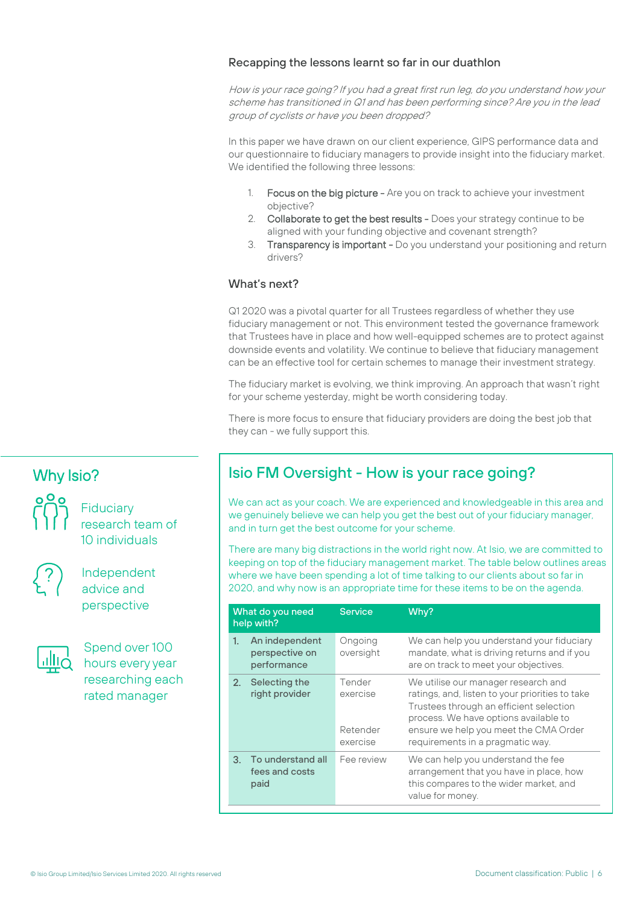### Recapping the lessons learnt so far in our duathlon

*How is your race going? If you had a great first run leg, do you understand how your scheme has transitioned in Q1 and has been performing since? Are you in the lead group of cyclists or have you been dropped?*

In this paper we have drawn on our client experience, GIPS performance data and our questionnaire to fiduciary managers to provide insight into the fiduciary market. We identified the following three lessons:

1. **Focus on the big picture** - Are you on track to achieve your investment objective?
2. **Collaborate to get the best results** - Does your strategy continue to be aligned with your funding objective and covenant strength?
3. **Transparency is important** - Do you understand your positioning and return drivers?

### What's next?

Q1 2020 was a pivotal quarter for all Trustees regardless of whether they use fiduciary management or not. This environment tested the governance framework that Trustees have in place and how well-equipped schemes are to protect against downside events and volatility. We continue to believe that fiduciary management can be an effective tool for certain schemes to manage their investment strategy.

The fiduciary market is evolving, we think improving. An approach that wasn't right for your scheme yesterday, might be worth considering today.

There is more focus to ensure that fiduciary providers are doing the best job that they can - we fully support this.

## Why Isio?

Fiduciary research team of 10 individuals

Independent advice and perspective

Spend over 100 hours every year researching each rated manager

## Isio FM Oversight - How is your race going?

We can act as your coach. We are experienced and knowledgeable in this area and we genuinely believe we can help you get the best out of your fiduciary manager, and in turn get the best outcome for your scheme.

There are many big distractions in the world right now. At Isio, we are committed to keeping on top of the fiduciary management market. The table below outlines areas where we have been spending a lot of time talking to our clients about so far in 2020, and why now is an appropriate time for these items to be on the agenda.

| What do you need help with? | Service | Why? |
|---|---|---|
| 1. An independent perspective on performance | Ongoing oversight | We can help you understand your fiduciary mandate, what is driving returns and if you are on track to meet your objectives. |
| 2. Selecting the right provider | Tender exercise<br><br>Retender exercise | We utilise our manager research and ratings, and, listen to your priorities to take Trustees through an efficient selection process. We have options available to ensure we help you meet the CMA Order requirements in a pragmatic way. |
| 3. To understand all fees and costs paid | Fee review | We can help you understand the fee arrangement that you have in place, how this compares to the wider market, and value for money. |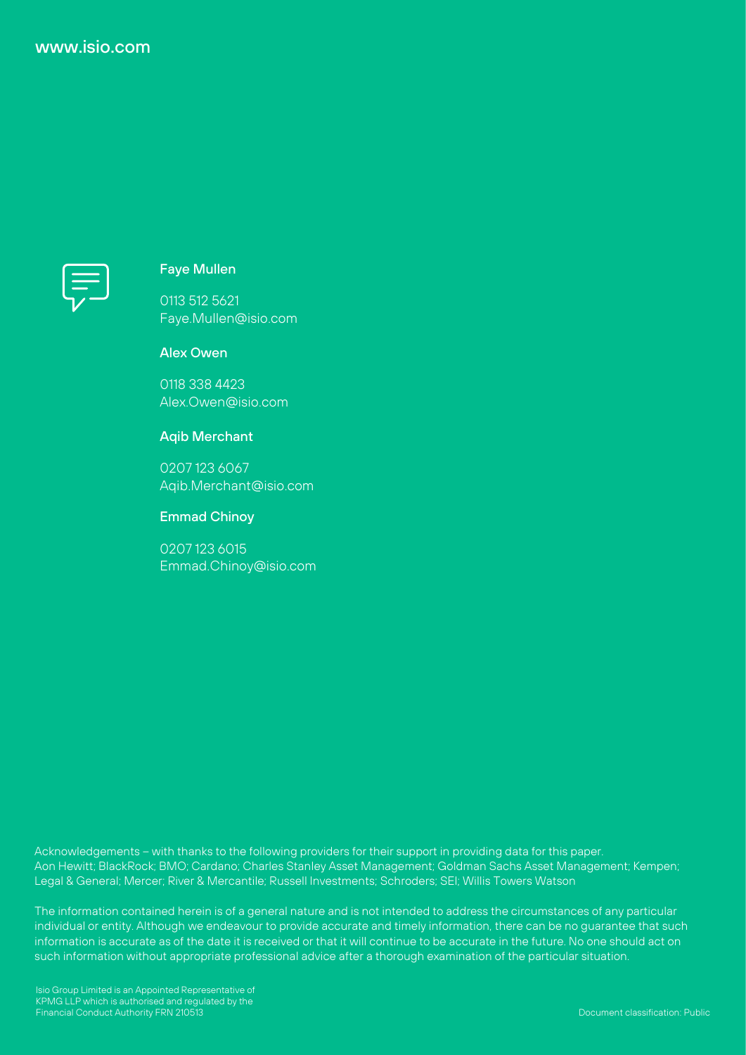www.isio.com

**Faye Mullen**

0113 512 5621
Faye.Mullen@isio.com

**Alex Owen**

0118 338 4423
Alex.Owen@isio.com

**Aqib Merchant**

0207 123 6067
Aqib.Merchant@isio.com

**Emmad Chinoy**

0207 123 6015
Emmad.Chinoy@isio.com

Acknowledgements – with thanks to the following providers for their support in providing data for this paper.
Aon Hewitt; BlackRock; BMO; Cardano; Charles Stanley Asset Management; Goldman Sachs Asset Management; Kempen; Legal & General; Mercer; River & Mercantile; Russell Investments; Schroders; SEI; Willis Towers Watson

The information contained herein is of a general nature and is not intended to address the circumstances of any particular individual or entity. Although we endeavour to provide accurate and timely information, there can be no guarantee that such information is accurate as of the date it is received or that it will continue to be accurate in the future. No one should act on such information without appropriate professional advice after a thorough examination of the particular situation.

Isio Group Limited is an Appointed Representative of KPMG LLP which is authorised and regulated by the Financial Conduct Authority FRN 210513

Document classification: Public